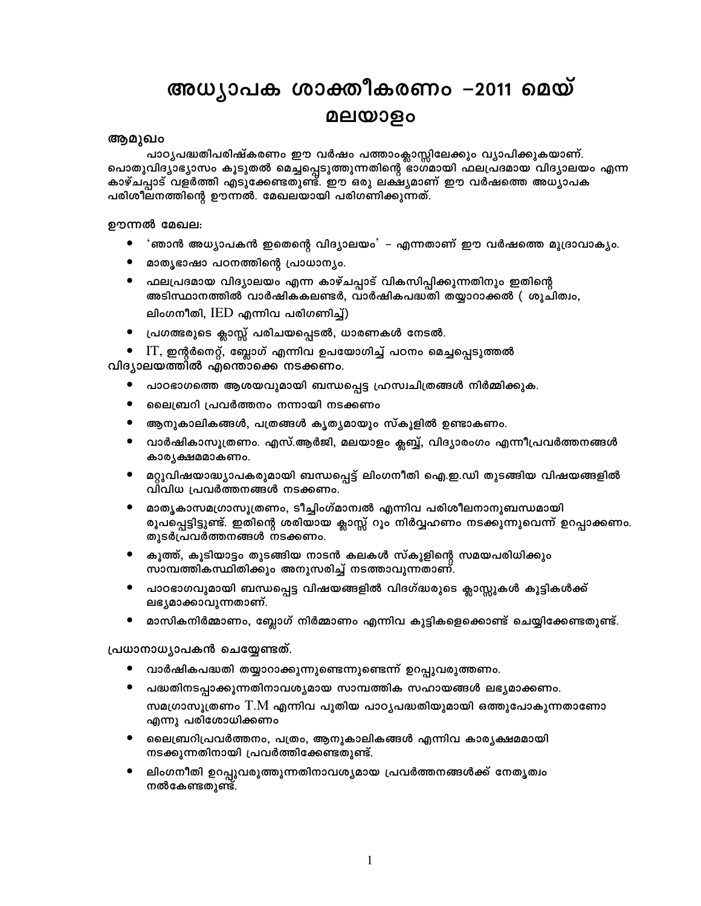# അധ്യാപക ശാക്തീകരണം –2011 മെയ് മലയാളം

### ആമുഖം

പാഠ്യപദ്ധതിപരിഷ്കരണം ഈ വർഷം പത്താംക്ലാസ്സിലേക്കും വ്യാപിക്കുകയാണ്. പൊതുവിദ്യാഭ്യാസം കൂടുതൽ മെച്ചപ്പെടുത്തുന്നതിന്റെ ഭാഗമായി ഫലപ്രദമായ വിദ്യാലയം എന്ന കാഴ്ചപ്പാട് വളർത്തി എടുക്കേണ്ടതുണ്ട്. ഈ ഒരു ലക്ഷ്യമാണ് ഈ വർഷത്തെ അധ്യാപക പരിശീലനത്തിന്റെ ഊന്നൽ. മേഖലയായി പരിഗണിക്കുന്നത്.

### ഊന്നൽ മേഖല:

- 'ഞാൻ അധ്യാപകൻ ഇതെന്റെ വിദ്യാലയം' – എന്നതാണ് ഈ വർഷത്തെ മുദ്രാവാക്യം.
- മാതൃഭാഷാ പഠനത്തിന്റെ പ്രാധാന്യം.
- ഫലപ്രദമായ വിദ്യാലയം എന്ന കാഴ്ചപ്പാട് വികസിപ്പിക്കുന്നതിനും ഇതിന്റെ അടിസ്ഥാനത്തിൽ വാർഷികകലണ്ടർ, വാർഷികപദ്ധതി തയ്യാറാക്കൽ ( ശുചിത്വം, ലിംഗനീതി, IED എന്നിവ പരിഗണിച്ച്)
- പ്രഗത്ഭരുടെ ക്ലാസ്സ് പരിചയപ്പെടൽ, ധാരണകൾ നേടൽ.
- IT, ഇന്റർനെറ്റ്, ബ്ലോഗ് എന്നിവ ഉപയോഗിച്ച് പഠനം മെച്ചപ്പെടുത്തൽ

വിദ്യാലയത്തിൽ എന്തൊക്കെ നടക്കണം.

- പാഠഭാഗത്തെ ആശയവുമായി ബന്ധപ്പെട്ട ഹ്രസ്വചിത്രങ്ങൾ നിർമ്മിക്കുക.
- ലൈബ്രറി പ്രവർത്തനം നന്നായി നടക്കണം
- ആനുകാലികങ്ങൾ, പത്രങ്ങൾ കൃത്യമായും സ്കൂളിൽ ഉണ്ടാകണം.
- വാർഷികാസൂത്രണം. എസ്.ആർജി, മലയാളം ക്ലബ്ബ്, വിദ്യാരംഗം എന്നീപ്രവർത്തനങ്ങൾ കാര്യക്ഷമമാകണം.
- മറ്റുവിഷയാദ്ധ്യാപകരുമായി ബന്ധപ്പെട്ട് ലിംഗനീതി ഐ.ഇ.ഡി തുടങ്ങിയ വിഷയങ്ങളിൽ വിവിധ പ്രവർത്തനങ്ങൾ നടക്കണം.
- മാതൃകാസമഗ്രാസൂത്രണം, ടീച്ചിംഗ്മാന്വൽ എന്നിവ പരിശീലനാനുബന്ധമായി രൂപപ്പെട്ടിട്ടുണ്ട്. ഇതിന്റെ ശരിയായ ക്ലാസ്സ് റൂം നിർവ്വഹണം നടക്കുന്നുവെന്ന് ഉറപ്പാക്കണം. തുടർപ്രവർത്തനങ്ങൾ നടക്കണം.
- കൂത്ത്, കൂടിയാട്ടം തുടങ്ങിയ നാടൻ കലകൾ സ്കൂളിന്റെ സമയപരിധിക്കും സാമ്പത്തികസ്ഥിതിക്കും അനുസരിച്ച് നടത്താവുന്നതാണ്.
- പാഠഭാഗവുമായി ബന്ധപ്പെട്ട വിഷയങ്ങളിൽ വിദഗ്ദ്ധരുടെ ക്ലാസ്സുകൾ കുട്ടികൾക്ക് ലഭ്യമാക്കാവുന്നതാണ്.
- മാസികനിർമ്മാണം, ബ്ലോഗ് നിർമ്മാണം എന്നിവ കുട്ടികളെക്കൊണ്ട് ചെയ്യിക്കേണ്ടതുണ്ട്.

പ്രധാനാധ്യാപകൻ ചെയ്യേണ്ടത്.

- വാർഷികപദ്ധതി തയ്യാറാക്കുന്നുണ്ടെന്നുണ്ടെന്ന് ഉറപ്പുവരുത്തണം.
- പദ്ധതിനടപ്പാക്കുന്നതിനാവശ്യമായ സാമ്പത്തിക സഹായങ്ങൾ ലഭ്യമാക്കണം.
  സമഗ്രാസൂത്രണം T.M എന്നിവ പുതിയ പാഠ്യപദ്ധതിയുമായി ഒത്തുപോകുന്നതാണോ എന്നു പരിശോധിക്കണം
- ലൈബ്രറിപ്രവർത്തനം, പത്രം, ആനുകാലികങ്ങൾ എന്നിവ കാര്യക്ഷമമായി നടക്കുന്നതിനായി പ്രവർത്തിക്കേണ്ടതുണ്ട്.
- ലിംഗനീതി ഉറപ്പുവരുത്തുന്നതിനാവശ്യമായ പ്രവർത്തനങ്ങൾക്ക് നേതൃത്വം നൽകേണ്ടതുണ്ട്.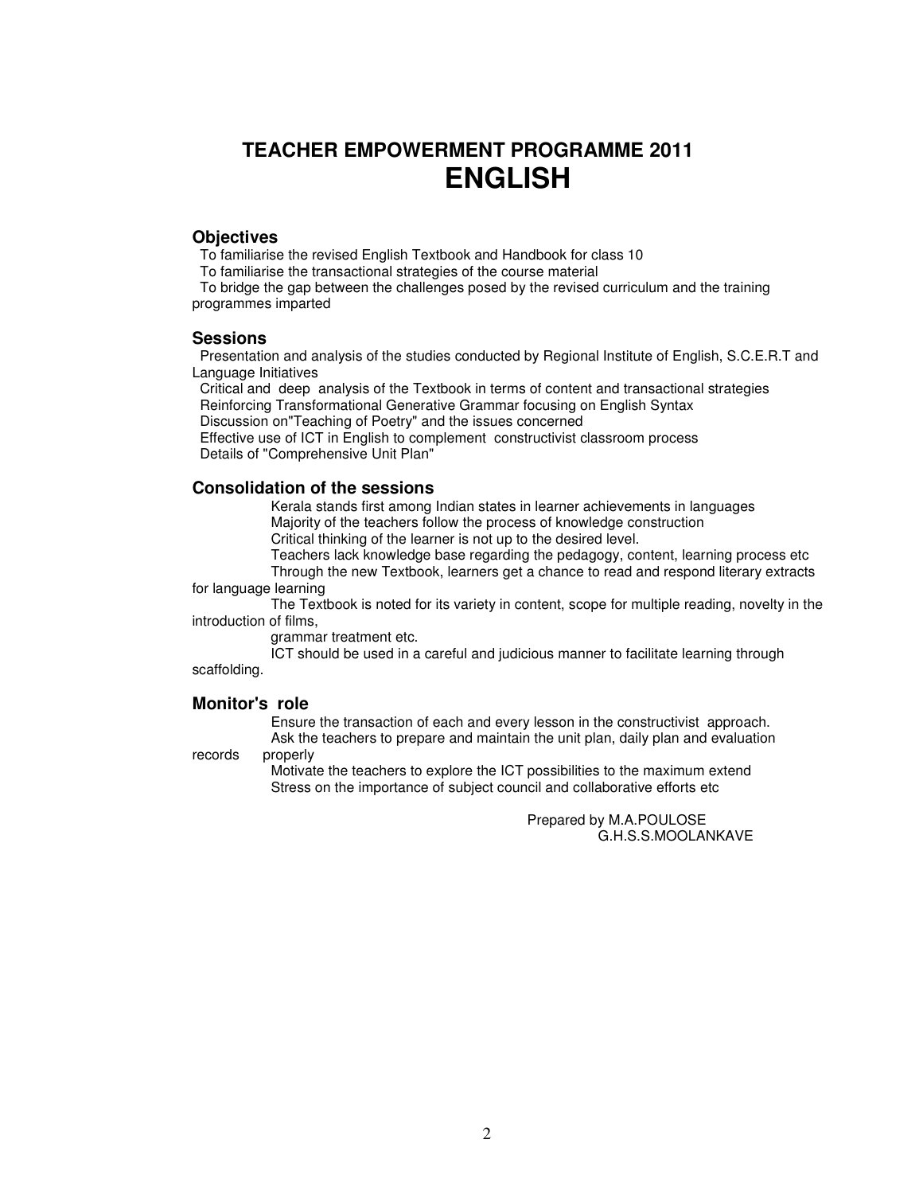# TEACHER EMPOWERMENT PROGRAMME 2011
# ENGLISH

## Objectives

- To familiarise the revised English Textbook and Handbook for class 10
- To familiarise the transactional strategies of the course material
- To bridge the gap between the challenges posed by the revised curriculum and the training programmes imparted

## Sessions

- Presentation and analysis of the studies conducted by Regional Institute of English, S.C.E.R.T and Language Initiatives
- Critical and deep analysis of the Textbook in terms of content and transactional strategies
- Reinforcing Transformational Generative Grammar focusing on English Syntax
- Discussion on"Teaching of Poetry" and the issues concerned
- Effective use of ICT in English to complement constructivist classroom process
- Details of "Comprehensive Unit Plan"

## Consolidation of the sessions

- Kerala stands first among Indian states in learner achievements in languages
- Majority of the teachers follow the process of knowledge construction
- Critical thinking of the learner is not up to the desired level.
- Teachers lack knowledge base regarding the pedagogy, content, learning process etc
- Through the new Textbook, learners get a chance to read and respond literary extracts for language learning
- The Textbook is noted for its variety in content, scope for multiple reading, novelty in the introduction of films, grammar treatment etc.
- ICT should be used in a careful and judicious manner to facilitate learning through scaffolding.

## Monitor's role

- Ensure the transaction of each and every lesson in the constructivist approach.
- Ask the teachers to prepare and maintain the unit plan, daily plan and evaluation records properly
- Motivate the teachers to explore the ICT possibilities to the maximum extend
- Stress on the importance of subject council and collaborative efforts etc

Prepared by M.A.POULOSE
G.H.S.S.MOOLANKAVE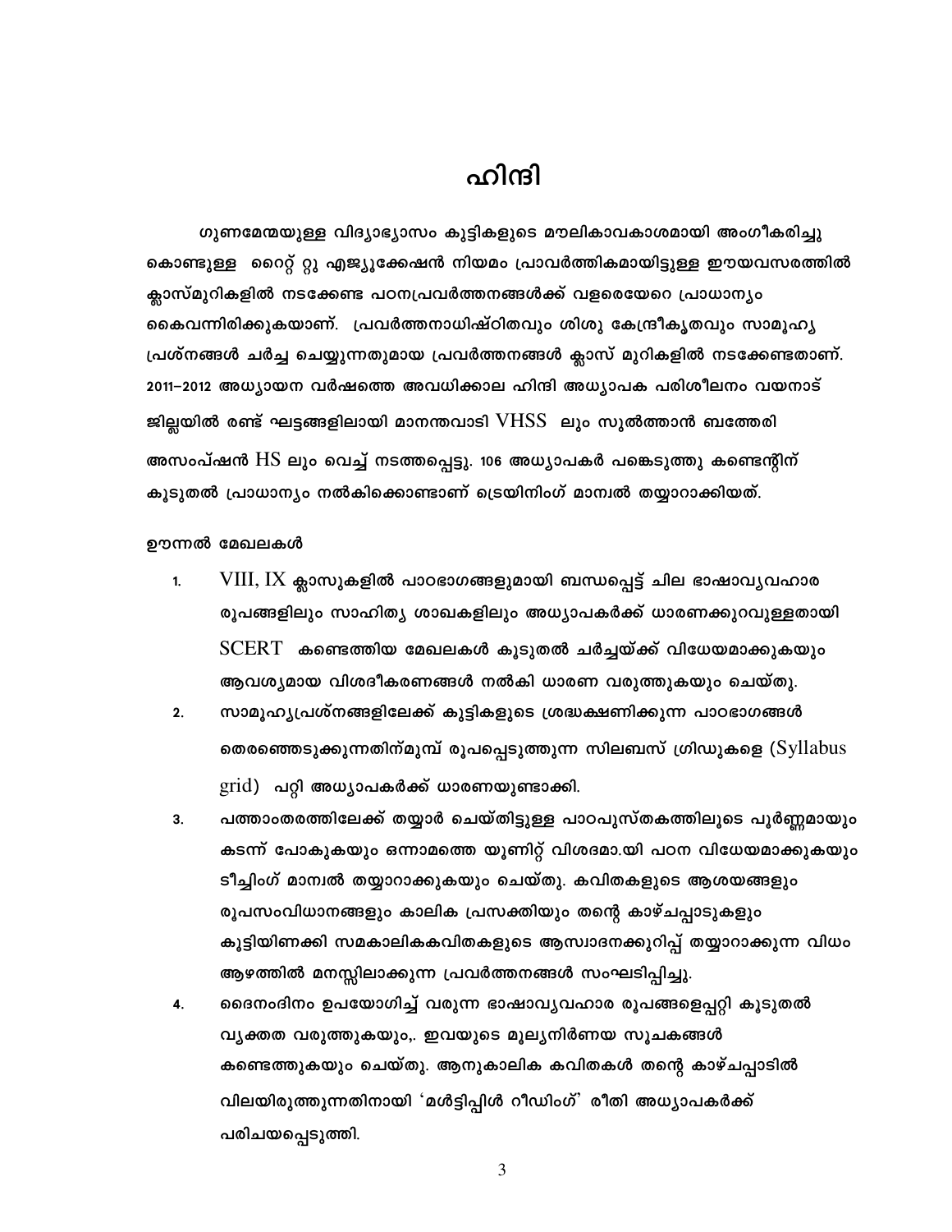# ഹിന്ദി

ഗുണമേന്മയുള്ള വിദ്യാഭ്യാസം കുട്ടികളുടെ മൗലികാവകാശമായി അംഗീകരിച്ചു കൊണ്ടുള്ള റൈറ്റ് റ്റു എജ്യൂക്കേഷൻ നിയമം പ്രാവർത്തികമായിട്ടുള്ള ഈയവസരത്തിൽ ക്ലാസ്മുറികളിൽ നടക്കേണ്ട പഠനപ്രവർത്തനങ്ങൾക്ക് വളരെയേറെ പ്രാധാന്യം കൈവന്നിരിക്കുകയാണ്. പ്രവർത്തനാധിഷ്ഠിതവും ശിശു കേന്ദ്രീകൃതവും സാമൂഹ്യ പ്രശ്നങ്ങൾ ചർച്ച ചെയ്യുന്നതുമായ പ്രവർത്തനങ്ങൾ ക്ലാസ് മുറികളിൽ നടക്കേണ്ടതാണ്. 2011–2012 അധ്യായന വർഷത്തെ അവധിക്കാല ഹിന്ദി അധ്യാപക പരിശീലനം വയനാട് ജില്ലയിൽ രണ്ട് ഘട്ടങ്ങളിലായി മാനന്തവാടി VHSS ലും സുൽത്താൻ ബത്തേരി അസംപ്ഷൻ HS ലും വെച്ച് നടത്തപ്പെട്ടു. 106 അധ്യാപകർ പങ്കെടുത്തു കണ്ടെന്റിന് കൂടുതൽ പ്രാധാന്യം നൽകിക്കൊണ്ടാണ് ട്രെയിനിംഗ് മാന്വൽ തയ്യാറാക്കിയത്.

ഊന്നൽ മേഖലകൾ

1. VIII, IX ക്ലാസുകളിൽ പാഠഭാഗങ്ങളുമായി ബന്ധപ്പെട്ട് ചില ഭാഷാവ്യവഹാര രൂപങ്ങളിലും സാഹിത്യ ശാഖകളിലും അധ്യാപകർക്ക് ധാരണക്കുറവുള്ളതായി SCERT കണ്ടെത്തിയ മേഖലകൾ കൂടുതൽ ചർച്ചയ്ക്ക് വിധേയമാക്കുകയും ആവശ്യമായ വിശദീകരണങ്ങൾ നൽകി ധാരണ വരുത്തുകയും ചെയ്തു.
2. സാമൂഹ്യപ്രശ്നങ്ങളിലേക്ക് കുട്ടികളുടെ ശ്രദ്ധക്ഷണിക്കുന്ന പാഠഭാഗങ്ങൾ തെരഞ്ഞെടുക്കുന്നതിന്മുമ്പ് രൂപപ്പെടുത്തുന്ന സിലബസ് ഗ്രിഡുകളെ (Syllabus grid) പറ്റി അധ്യാപകർക്ക് ധാരണയുണ്ടാക്കി.
3. പത്താംതരത്തിലേക്ക് തയ്യാർ ചെയ്തിട്ടുള്ള പാഠപുസ്തകത്തിലൂടെ പൂർണ്ണമായും കടന്ന് പോകുകയും ഒന്നാമത്തെ യൂണിറ്റ് വിശദമാ.യി പഠന വിധേയമാക്കുകയും ടീച്ചിംഗ് മാന്വൽ തയ്യാറാക്കുകയും ചെയ്തു. കവിതകളുടെ ആശയങ്ങളും രൂപസംവിധാനങ്ങളും കാലിക പ്രസക്തിയും തന്റെ കാഴ്ചപ്പാടുകളും കൂട്ടിയിണക്കി സമകാലികകവിതകളുടെ ആസ്വാദനക്കുറിപ്പ് തയ്യാറാക്കുന്ന വിധം ആഴത്തിൽ മനസ്സിലാക്കുന്ന പ്രവർത്തനങ്ങൾ സംഘടിപ്പിച്ചു.
4. ദൈനംദിനം ഉപയോഗിച്ച് വരുന്ന ഭാഷാവ്യവഹാര രൂപങ്ങളെപ്പറ്റി കൂടുതൽ വ്യക്തത വരുത്തുകയും,. ഇവയുടെ മൂല്യനിർണയ സൂചകങ്ങൾ കണ്ടെത്തുകയും ചെയ്തു. ആനുകാലിക കവിതകൾ തന്റെ കാഴ്ചപ്പാടിൽ വിലയിരുത്തുന്നതിനായി 'മൾട്ടിപ്പിൾ റീഡിംഗ്' രീതി അധ്യാപകർക്ക് പരിചയപ്പെടുത്തി.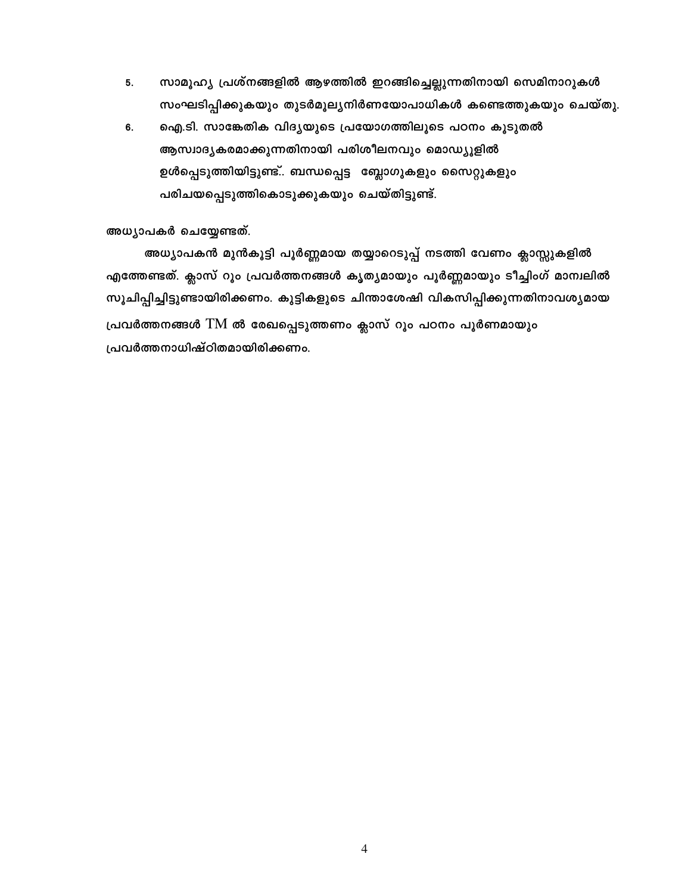5. സാമൂഹ്യ പ്രശ്നങ്ങളിൽ ആഴത്തിൽ ഇറങ്ങിച്ചെല്ലുന്നതിനായി സെമിനാറുകൾ സംഘടിപ്പിക്കുകയും തുടർമൂല്യനിർണയോപാധികൾ കണ്ടെത്തുകയും ചെയ്തു.
6. ഐ.ടി. സാങ്കേതിക വിദ്യയുടെ പ്രയോഗത്തിലൂടെ പഠനം കൂടുതൽ ആസ്വാദ്യകരമാക്കുന്നതിനായി പരിശീലനവും മൊഡ്യൂളിൽ ഉൾപ്പെടുത്തിയിട്ടുണ്ട്.. ബന്ധപ്പെട്ട ബ്ലോഗുകളും സൈറ്റുകളും പരിചയപ്പെടുത്തികൊടുക്കുകയും ചെയ്തിട്ടുണ്ട്.

അധ്യാപകർ ചെയ്യേണ്ടത്.

അധ്യാപകൻ മുൻകൂട്ടി പൂർണ്ണമായ തയ്യാറെടുപ്പ് നടത്തി വേണം ക്ലാസ്സുകളിൽ എത്തേണ്ടത്. ക്ലാസ് റൂം പ്രവർത്തനങ്ങൾ കൃത്യമായും പൂർണ്ണമായും ടീച്ചിംഗ് മാന്വലിൽ സൂചിപ്പിച്ചിട്ടുണ്ടായിരിക്കണം. കുട്ടികളുടെ ചിന്താശേഷി വികസിപ്പിക്കുന്നതിനാവശ്യമായ പ്രവർത്തനങ്ങൾ TM ൽ രേഖപ്പെടുത്തണം ക്ലാസ് റൂം പഠനം പൂർണമായും പ്രവർത്തനാധിഷ്ഠിതമായിരിക്കണം.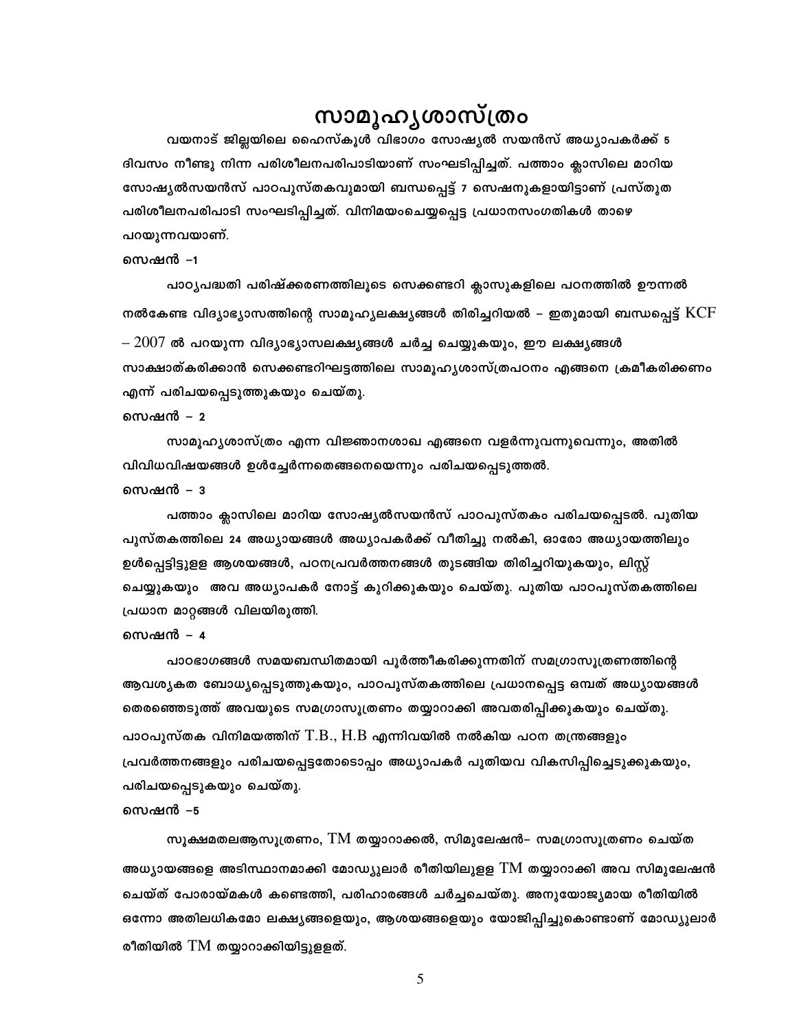# സാമൂഹ്യശാസ്ത്രം

വയനാട് ജില്ലയിലെ ഹൈസ്കൂൾ വിഭാഗം സോഷ്യൽ സയൻസ് അധ്യാപകർക്ക് 5 ദിവസം നീണ്ടു നിന്ന പരിശീലനപരിപാടിയാണ് സംഘടിപ്പിച്ചത്. പത്താം ക്ലാസിലെ മാറിയ സോഷ്യൽസയൻസ് പാഠപുസ്തകവുമായി ബന്ധപ്പെട്ട് 7 സെഷനുകളായിട്ടാണ് പ്രസ്തുത പരിശീലനപരിപാടി സംഘടിപ്പിച്ചത്. വിനിമയംചെയ്യപ്പെട്ട പ്രധാനസംഗതികൾ താഴെ പറയുന്നവയാണ്.

**സെഷൻ –1**

പാഠ്യപദ്ധതി പരിഷ്ക്കരണത്തിലൂടെ സെക്കണ്ടറി ക്ലാസുകളിലെ പഠനത്തിൽ ഊന്നൽ നൽകേണ്ട വിദ്യാഭ്യാസത്തിന്റെ സാമൂഹ്യലക്ഷ്യങ്ങൾ തിരിച്ചറിയൽ – ഇതുമായി ബന്ധപ്പെട്ട് KCF – 2007 ൽ പറയുന്ന വിദ്യാഭ്യാസലക്ഷ്യങ്ങൾ ചർച്ച ചെയ്യുകയും, ഈ ലക്ഷ്യങ്ങൾ സാക്ഷാത്കരിക്കാൻ സെക്കണ്ടറിഘട്ടത്തിലെ സാമൂഹ്യശാസ്ത്രപഠനം എങ്ങനെ ക്രമീകരിക്കണം എന്ന് പരിചയപ്പെടുത്തുകയും ചെയ്തു.

**സെഷൻ – 2**

സാമൂഹ്യശാസ്ത്രം എന്ന വിജ്ഞാനശാഖ എങ്ങനെ വളർന്നുവന്നുവെന്നും, അതിൽ വിവിധവിഷയങ്ങൾ ഉൾച്ചേർന്നതെങ്ങനെയെന്നും പരിചയപ്പെടുത്തൽ.

**സെഷൻ – 3**

പത്താം ക്ലാസിലെ മാറിയ സോഷ്യൽസയൻസ് പാഠപുസ്തകം പരിചയപ്പെടൽ. പുതിയ പുസ്തകത്തിലെ 24 അധ്യായങ്ങൾ അധ്യാപകർക്ക് വീതിച്ചു നൽകി, ഓരോ അധ്യായത്തിലും ഉൾപ്പെട്ടിട്ടുള്ള ആശയങ്ങൾ, പഠനപ്രവർത്തനങ്ങൾ തുടങ്ങിയ തിരിച്ചറിയുകയും, ലിസ്റ്റ് ചെയ്യുകയും അവ അധ്യാപകർ നോട്ട് കുറിക്കുകയും ചെയ്തു. പുതിയ പാഠപുസ്തകത്തിലെ പ്രധാന മാറ്റങ്ങൾ വിലയിരുത്തി.

**സെഷൻ – 4**

പാഠഭാഗങ്ങൾ സമയബന്ധിതമായി പൂർത്തീകരിക്കുന്നതിന് സമഗ്രാസൂത്രണത്തിന്റെ ആവശ്യകത ബോധ്യപ്പെടുത്തുകയും, പാഠപുസ്തകത്തിലെ പ്രധാനപ്പെട്ട ഒമ്പത് അധ്യായങ്ങൾ തെരഞ്ഞെടുത്ത് അവയുടെ സമഗ്രാസൂത്രണം തയ്യാറാക്കി അവതരിപ്പിക്കുകയും ചെയ്തു. പാഠപുസ്തക വിനിമയത്തിന് T.B., H.B എന്നിവയിൽ നൽകിയ പഠന തന്ത്രങ്ങളും പ്രവർത്തനങ്ങളും പരിചയപ്പെട്ടതോടൊപ്പം അധ്യാപകർ പുതിയവ വികസിപ്പിച്ചെടുക്കുകയും, പരിചയപ്പെടുകയും ചെയ്തു.

**സെഷൻ –5**

സൂക്ഷമതലആസൂത്രണം, TM തയ്യാറാക്കൽ, സിമുലേഷൻ– സമഗ്രാസൂത്രണം ചെയ്ത അധ്യായങ്ങളെ അടിസ്ഥാനമാക്കി മോഡ്യുലാർ രീതിയിലുള്ള TM തയ്യാറാക്കി അവ സിമുലേഷൻ ചെയ്ത് പോരായ്മകൾ കണ്ടെത്തി, പരിഹാരങ്ങൾ ചർച്ചചെയ്തു. അനുയോജ്യമായ രീതിയിൽ ഒന്നോ അതിലധികമോ ലക്ഷ്യങ്ങളെയും, ആശയങ്ങളെയും യോജിപ്പിച്ചുകൊണ്ടാണ് മോഡ്യുലാർ രീതിയിൽ TM തയ്യാറാക്കിയിട്ടുള്ളത്.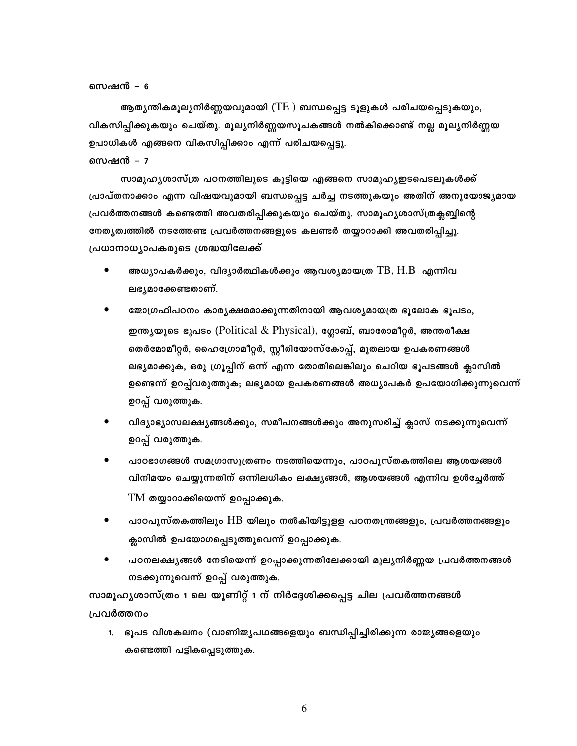**സെഷൻ – 6**

ആത്യന്തികമൂല്യനിർണ്ണയവുമായി (TE ) ബന്ധപ്പെട്ട ടൂളുകൾ പരിചയപ്പെടുകയും, വികസിപ്പിക്കുകയും ചെയ്തു. മൂല്യനിർണ്ണയസൂചകങ്ങൾ നൽകിക്കൊണ്ട് നല്ല മൂല്യനിർണ്ണയ ഉപാധികൾ എങ്ങനെ വികസിപ്പിക്കാം എന്ന് പരിചയപ്പെട്ടു.

**സെഷൻ – 7**

സാമൂഹ്യശാസ്ത്ര പഠനത്തിലൂടെ കുട്ടിയെ എങ്ങനെ സാമൂഹ്യഇടപെടലുകൾക്ക് പ്രാപ്തനാക്കാം എന്ന വിഷയവുമായി ബന്ധപ്പെട്ട ചർച്ച നടത്തുകയും അതിന് അനുയോജ്യമായ പ്രവർത്തനങ്ങൾ കണ്ടെത്തി അവതരിപ്പിക്കുകയും ചെയ്തു. സാമൂഹ്യശാസ്ത്രക്ലബ്ബിന്റെ നേതൃത്വത്തിൽ നടത്തേണ്ട പ്രവർത്തനങ്ങളുടെ കലണ്ടർ തയ്യാറാക്കി അവതരിപ്പിച്ചു.

**പ്രധാനാധ്യാപകരുടെ ശ്രദ്ധയിലേക്ക്**

- അധ്യാപകർക്കും, വിദ്യാർത്ഥികൾക്കും ആവശ്യമായത്ര TB, H.B എന്നിവ ലഭ്യമാക്കേണ്ടതാണ്.
- ജോഗ്രഫിപഠനം കാര്യക്ഷമമാക്കുന്നതിനായി ആവശ്യമായത്ര ഭൂലോക ഭൂപടം, ഇന്ത്യയുടെ ഭൂപടം (Political & Physical), ഗ്ലോബ്, ബാരോമീറ്റർ, അന്തരീക്ഷ തെർമോമീറ്റർ, ഹൈഗ്രോമീറ്റർ, സ്റ്റീരിയോസ്കോപ്പ്, മുതലായ ഉപകരണങ്ങൾ ലഭ്യമാക്കുക, ഒരു ഗ്രൂപ്പിന് ഒന്ന് എന്ന തോതിലെങ്കിലും ചെറിയ ഭൂപടങ്ങൾ ക്ലാസിൽ ഉണ്ടെന്ന് ഉറപ്പ്‌വരുത്തുക; ലഭ്യമായ ഉപകരണങ്ങൾ അധ്യാപകർ ഉപയോഗിക്കുന്നുവെന്ന് ഉറപ്പ് വരുത്തുക.
- വിദ്യാഭ്യാസലക്ഷ്യങ്ങൾക്കും, സമീപനങ്ങൾക്കും അനുസരിച്ച് ക്ലാസ് നടക്കുന്നുവെന്ന് ഉറപ്പ് വരുത്തുക.
- പാഠഭാഗങ്ങൾ സമഗ്രാസൂത്രണം നടത്തിയെന്നും, പാഠപുസ്തകത്തിലെ ആശയങ്ങൾ വിനിമയം ചെയ്യുന്നതിന് ഒന്നിലധികം ലക്ഷ്യങ്ങൾ, ആശയങ്ങൾ എന്നിവ ഉൾച്ചേർത്ത് TM തയ്യാറാക്കിയെന്ന് ഉറപ്പാക്കുക.
- പാഠപുസ്തകത്തിലും HB യിലും നൽകിയിട്ടുളള പഠനതന്ത്രങ്ങളും, പ്രവർത്തനങ്ങളും ക്ലാസിൽ ഉപയോഗപ്പെടുത്തുവെന്ന് ഉറപ്പാക്കുക.
- പഠനലക്ഷ്യങ്ങൾ നേടിയെന്ന് ഉറപ്പാക്കുന്നതിലേക്കായി മൂല്യനിർണ്ണയ പ്രവർത്തനങ്ങൾ നടക്കുന്നുവെന്ന് ഉറപ്പ് വരുത്തുക.

**സാമൂഹ്യശാസ്ത്രം 1 ലെ യൂണിറ്റ് 1 ന് നിർദ്ദേശിക്കപ്പെട്ട ചില പ്രവർത്തനങ്ങൾ**

**പ്രവർത്തനം**

1. ഭൂപട വിശകലനം (വാണിജ്യപഥങ്ങളെയും ബന്ധിപ്പിച്ചിരിക്കുന്ന രാജ്യങ്ങളെയും കണ്ടെത്തി പട്ടികപ്പെടുത്തുക.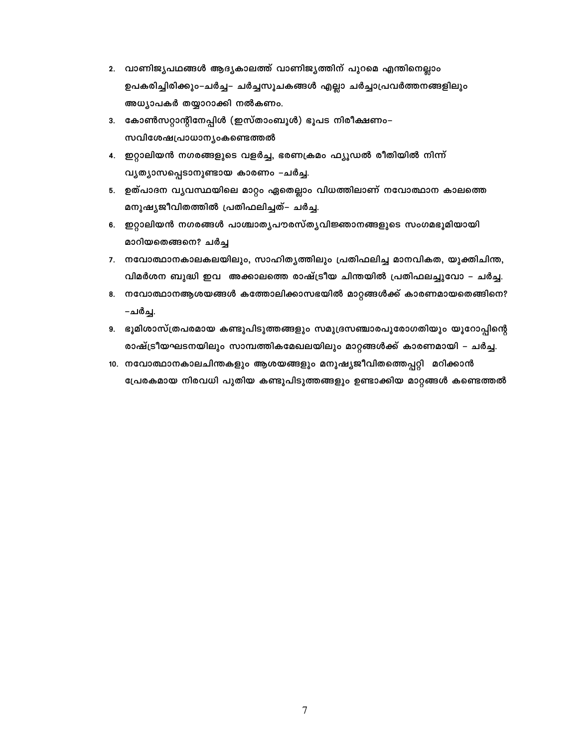2. വാണിജ്യപഥങ്ങൾ ആദ്യകാലത്ത് വാണിജ്യത്തിന് പുറമെ എന്തിനെല്ലാം ഉപകരിച്ചിരിക്കും–ചർച്ച– ചർച്ചസൂചകങ്ങൾ എല്ലാ ചർച്ചാപ്രവർത്തനങ്ങളിലും അധ്യാപകർ തയ്യാറാക്കി നൽകണം.
3. കോൺസറ്റാന്റിനേപ്പിൾ (ഇസ്താംബൂൾ) ഭൂപട നിരീക്ഷണം– സവിശേഷപ്രാധാന്യംകണ്ടെത്തൽ
4. ഇറ്റാലിയൻ നഗരങ്ങളുടെ വളർച്ച, ഭരണക്രമം ഫ്യൂഡൽ രീതിയിൽ നിന്ന് വ്യത്യാസപ്പെടാനുണ്ടായ കാരണം –ചർച്ച.
5. ഉത്പാദന വ്യവസ്ഥയിലെ മാറ്റം ഏതെല്ലാം വിധത്തിലാണ് നവോത്ഥാന കാലത്തെ മനുഷ്യജീവിതത്തിൽ പ്രതിഫലിച്ചത്– ചർച്ച.
6. ഇറ്റാലിയൻ നഗരങ്ങൾ പാശ്ചാത്യപൗരസ്ത്യവിജ്ഞാനങ്ങളുടെ സംഗമഭൂമിയായി മാറിയതെങ്ങനെ? ചർച്ച
7. നവോത്ഥാനകാലകലയിലും, സാഹിത്യത്തിലും പ്രതിഫലിച്ച മാനവികത, യുക്തിചിന്ത, വിമർശന ബുദ്ധി ഇവ അക്കാലത്തെ രാഷ്ട്രീയ ചിന്തയിൽ പ്രതിഫലച്ചുവോ – ചർച്ച.
8. നവോത്ഥാനആശയങ്ങൾ കത്തോലിക്കാസഭയിൽ മാറ്റങ്ങൾക്ക് കാരണമായതെങ്ങിനെ? –ചർച്ച.
9. ഭൂമിശാസ്ത്രപരമായ കണ്ടുപിടുത്തങ്ങളും സമുദ്രസഞ്ചാരപുരോഗതിയും യൂറോപ്പിന്റെ രാഷ്ട്രീയഘടനയിലും സാമ്പത്തികമേഖലയിലും മാറ്റങ്ങൾക്ക് കാരണമായി – ചർച്ച.
10. നവോത്ഥാനകാലചിന്തകളും ആശയങ്ങളും മനുഷ്യജീവിതത്തെപ്പറ്റി മറിക്കാൻ പ്രേരകമായ നിരവധി പുതിയ കണ്ടുപിടുത്തങ്ങളും ഉണ്ടാക്കിയ മാറ്റങ്ങൾ കണ്ടെത്തൽ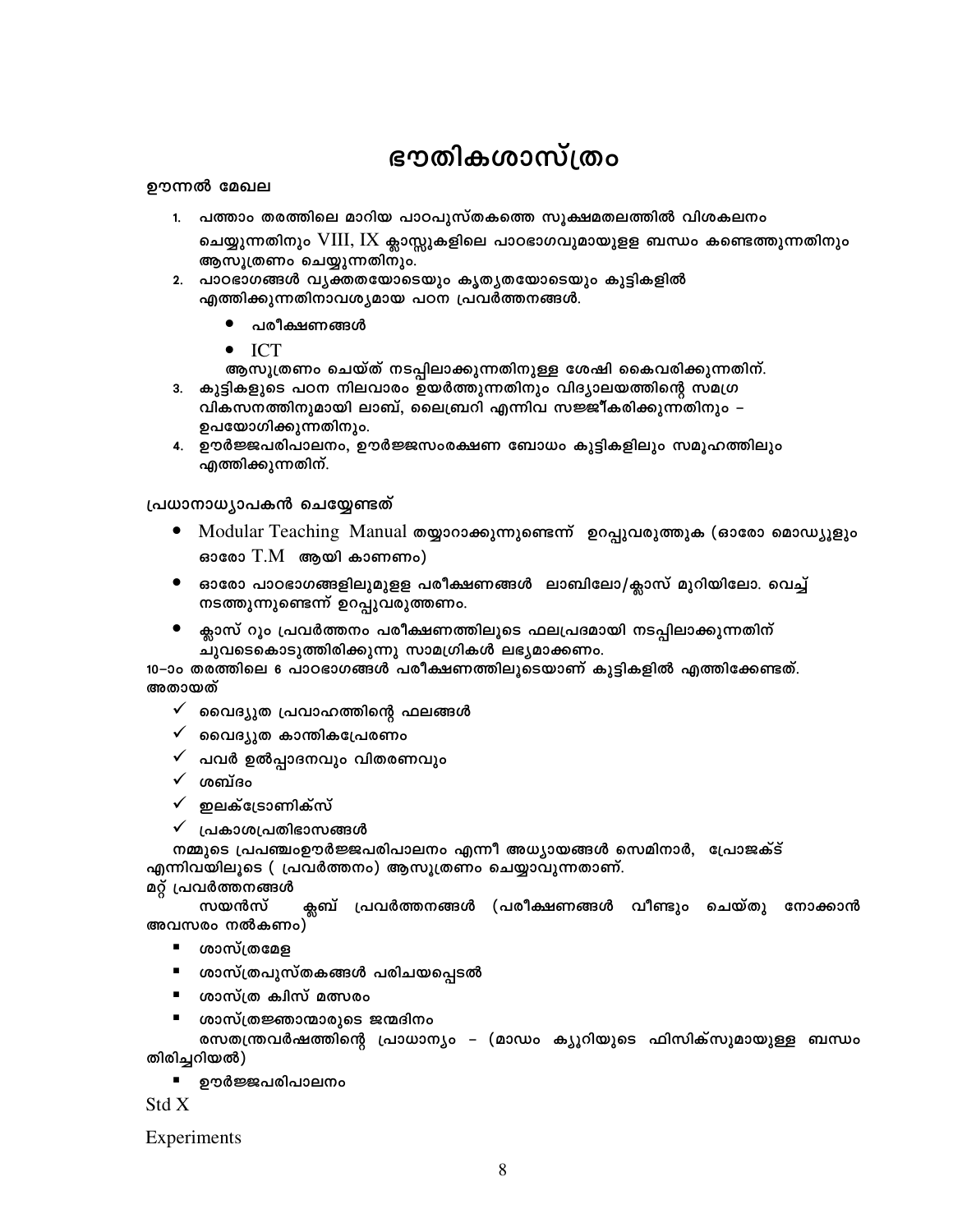# ഭൗതികശാസ്ത്രം

ഊന്നൽ മേഖല

1. പത്താം തരത്തിലെ മാറിയ പാഠപുസ്തകത്തെ സൂക്ഷ്മതലത്തിൽ വിശകലനം ചെയ്യുന്നതിനും VIII, IX ക്ലാസ്സുകളിലെ പാഠഭാഗവുമായുള്ള ബന്ധം കണ്ടെത്തുന്നതിനും ആസൂത്രണം ചെയ്യുന്നതിനും.
2. പാഠഭാഗങ്ങൾ വ്യക്തതയോടെയും കൃത്യതയോടെയും കുട്ടികളിൽ എത്തിക്കുന്നതിനാവശ്യമായ പഠന പ്രവർത്തനങ്ങൾ.
   - പരീക്ഷണങ്ങൾ
   - ICT

   ആസൂത്രണം ചെയ്ത് നടപ്പിലാക്കുന്നതിനുള്ള ശേഷി കൈവരിക്കുന്നതിന്.
3. കുട്ടികളുടെ പഠന നിലവാരം ഉയർത്തുന്നതിനും വിദ്യാലയത്തിന്റെ സമഗ്ര വികസനത്തിനുമായി ലാബ്, ലൈബ്രറി എന്നിവ സജ്ജീകരിക്കുന്നതിനും – ഉപയോഗിക്കുന്നതിനും.
4. ഊർജ്ജപരിപാലനം, ഊർജ്ജസംരക്ഷണ ബോധം കുട്ടികളിലും സമൂഹത്തിലും എത്തിക്കുന്നതിന്.

പ്രധാനാധ്യാപകൻ ചെയ്യേണ്ടത്

- Modular Teaching Manual തയ്യാറാക്കുന്നുണ്ടെന്ന് ഉറപ്പുവരുത്തുക (ഓരോ മൊഡ്യൂളും ഓരോ T.M ആയി കാണണം)
- ഓരോ പാഠഭാഗങ്ങളിലുമുള്ള പരീക്ഷണങ്ങൾ ലാബിലോ/ക്ലാസ് മുറിയിലോ. വെച്ച് നടത്തുന്നുണ്ടെന്ന് ഉറപ്പുവരുത്തണം.
- ക്ലാസ് റൂം പ്രവർത്തനം പരീക്ഷണത്തിലൂടെ ഫലപ്രദമായി നടപ്പിലാക്കുന്നതിന് ചുവടെകൊടുത്തിരിക്കുന്നു സാമഗ്രികൾ ലഭ്യമാക്കണം.

10-ാം തരത്തിലെ 6 പാഠഭാഗങ്ങൾ പരീക്ഷണത്തിലൂടെയാണ് കുട്ടികളിൽ എത്തിക്കേണ്ടത്. അതായത്

- ✓ വൈദ്യുത പ്രവാഹത്തിന്റെ ഫലങ്ങൾ
- ✓ വൈദ്യുത കാന്തികപ്രേരണം
- ✓ പവർ ഉൽപ്പാദനവും വിതരണവും
- ✓ ശബ്ദം
- ✓ ഇലക്ട്രോണിക്സ്
- ✓ പ്രകാശപ്രതിഭാസങ്ങൾ

നമ്മുടെ പ്രപഞ്ചംഊർജ്ജപരിപാലനം എന്നീ അധ്യായങ്ങൾ സെമിനാർ, പ്രോജക്ട് എന്നിവയിലൂടെ ( പ്രവർത്തനം) ആസൂത്രണം ചെയ്യാവുന്നതാണ്.

മറ്റ് പ്രവർത്തനങ്ങൾ

സയൻസ് ക്ലബ് പ്രവർത്തനങ്ങൾ (പരീക്ഷണങ്ങൾ വീണ്ടും ചെയ്തു നോക്കാൻ അവസരം നൽകണം)

- ശാസ്ത്രമേള
- ശാസ്ത്രപുസ്തകങ്ങൾ പരിചയപ്പെടൽ
- ശാസ്ത്ര ക്വിസ് മത്സരം
- ശാസ്ത്രജ്ഞന്മാരുടെ ജന്മദിനം

രസതന്ത്രവർഷത്തിന്റെ പ്രാധാന്യം – (മാഡം ക്യൂറിയുടെ ഫിസിക്സുമായുള്ള ബന്ധം തിരിച്ചറിയൽ)

- ഊർജ്ജപരിപാലനം

Std X

Experiments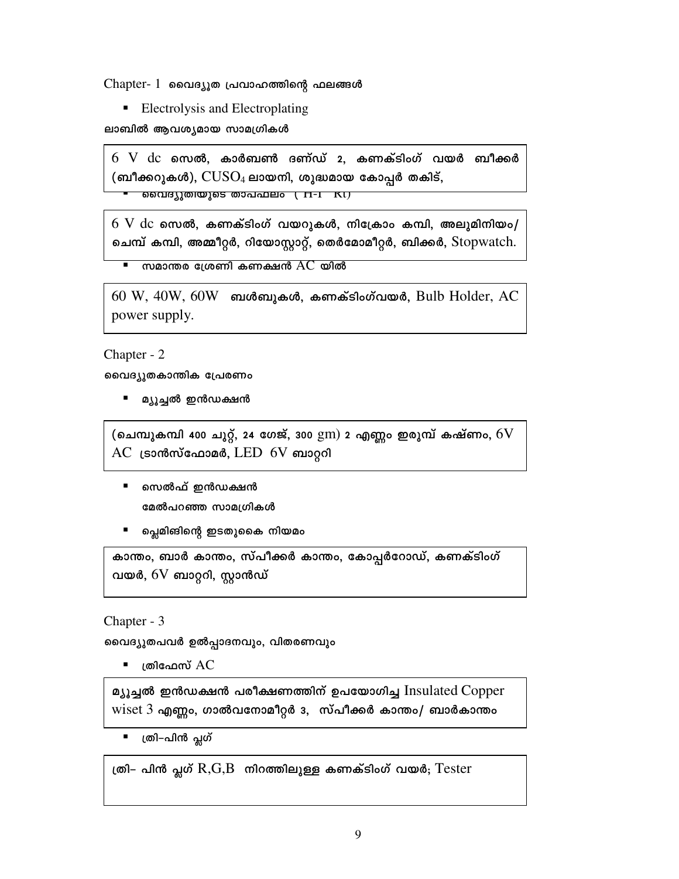Chapter- 1 വൈദ്യൂത പ്രവാഹത്തിന്റെ ഫലങ്ങൾ

- Electrolysis and Electroplating

ലാബിൽ ആവശ്യമായ സാമഗ്രികൾ

| 6 V dc സെൽ, കാർബൺ ദണ്ഡ് 2, കണക്ടിംഗ് വയർ ബീക്കർ (ബീക്കറുകൾ), $CUSO_4$ ലായനി, ശുദ്ധമായ കോപ്പർ തകിട്, |
|---|

- വൈദ്യുതിയുടെ താപഫലം ( H-I²Rt)

| 6 V dc സെൽ, കണക്ടിംഗ് വയറുകൾ, നിക്രോം കമ്പി, അലുമിനിയം/ ചെമ്പ് കമ്പി, അമ്മീറ്റർ, റിയോസ്റ്റാറ്റ്, തെർമോമീറ്റർ, ബിക്കർ, Stopwatch. |
|---|

- സമാന്തര ശ്രേണി കണക്ഷൻ AC യിൽ

| 60 W, 40W, 60W ബൾബുകൾ, കണക്ടിംഗ്വയർ, Bulb Holder, AC power supply. |
|---|

Chapter - 2

വൈദ്യുതകാന്തിക പ്രേരണം

- മ്യൂച്ചൽ ഇൻഡക്ഷൻ

| (ചെമ്പുകമ്പി 400 ചുറ്റ്, 24 ഗേജ്, 300 gm) 2 എണ്ണം ഇരുമ്പ് കഷ്ണം, 6V AC ട്രാൻസ്ഫോമർ, LED 6V ബാറ്ററി |
|---|

- സെൽഫ് ഇൻഡക്ഷൻ

  മേൽപറഞ്ഞ സാമഗ്രികൾ

- ഫ്ലെമിങിന്റെ ഇടതുകൈ നിയമം

| കാന്തം, ബാർ കാന്തം, സ്പീക്കർ കാന്തം, കോപ്പർറോഡ്, കണക്ടിംഗ് വയർ, 6V ബാറ്ററി, സ്റ്റാൻഡ് |
|---|

Chapter - 3

വൈദ്യുതപവർ ഉൽപ്പാദനവും, വിതരണവും

- ത്രിഫേസ് AC

| മ്യൂച്ചൽ ഇൻഡക്ഷൻ പരീക്ഷണത്തിന് ഉപയോഗിച്ച Insulated Copper wiset 3 എണ്ണം, ഗാൽവനോമീറ്റർ 3, സ്പീക്കർ കാന്തം/ ബാർകാന്തം |
|---|

- ത്രി–പിൻ പ്ലഗ്

| ത്രി– പിൻ പ്ലഗ് R,G,B നിറത്തിലുള്ള കണക്ടിംഗ് വയർ; Tester |
|---|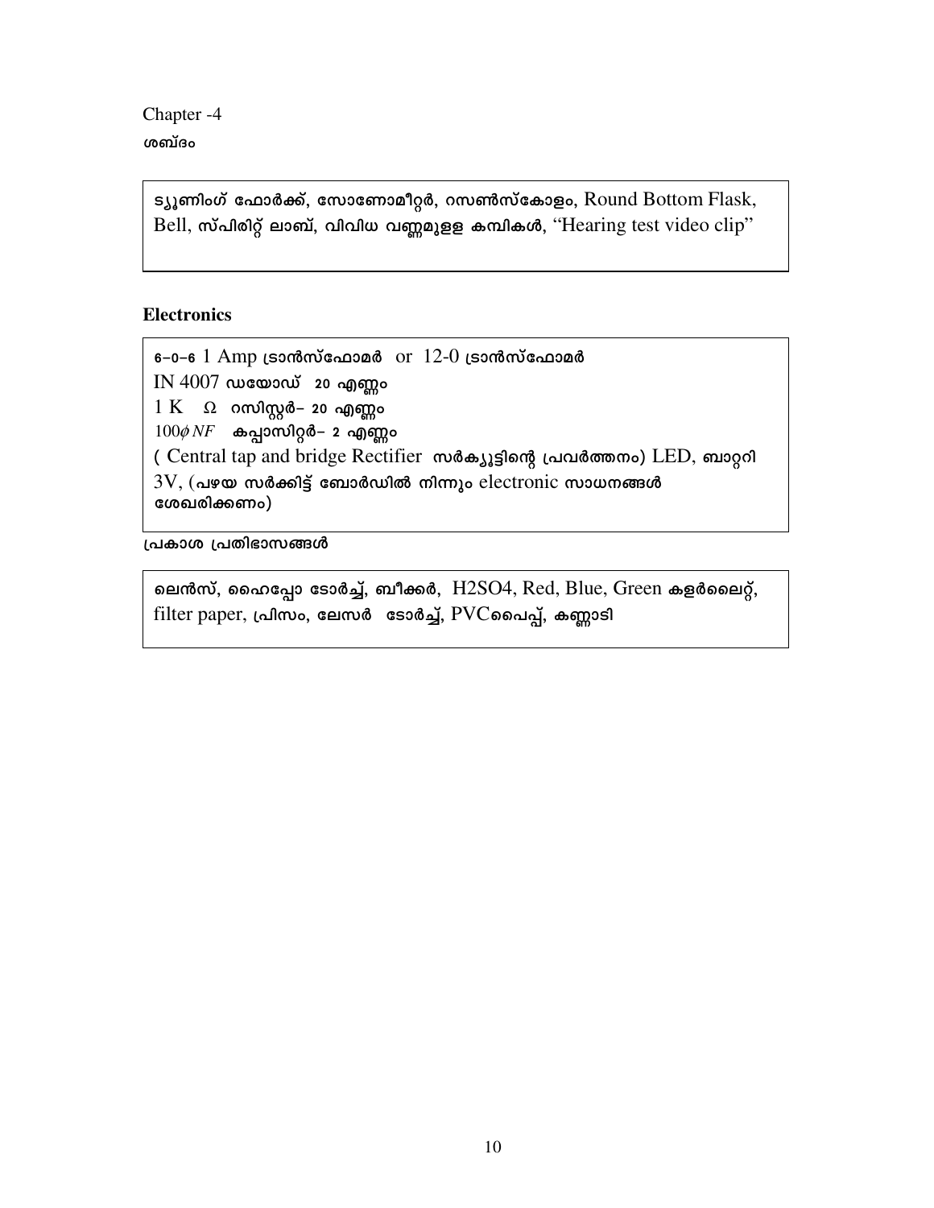Chapter -4

ശബ്ദം

ട്യൂണിംഗ് ഫോർക്ക്, സോണോമീറ്റർ, റസൺസ്കോളം, Round Bottom Flask, Bell, സ്പിരിറ്റ് ലാബ്, വിവിധ വണ്ണമുളള കമ്പികൾ, "Hearing test video clip"

**Electronics**

6–0–6 1 Amp ട്രാൻസ്ഫോമർ or 12-0 ട്രാൻസ്ഫോമർ
IN 4007 ഡയോഡ് 20 എണ്ണം
1 K Ω റസിസ്റ്റർ– 20 എണ്ണം
$100\phi NF$ കപ്പാസിറ്റർ– 2 എണ്ണം
( Central tap and bridge Rectifier സർക്യൂട്ടിന്റെ പ്രവർത്തനം) LED, ബാറ്ററി 3V, (പഴയ സർക്കിട്ട് ബോർഡിൽ നിന്നും electronic സാധനങ്ങൾ ശേഖരിക്കണം)

പ്രകാശ പ്രതിഭാസങ്ങൾ

ലെൻസ്, ഹൈപ്പോ ടോർച്ച്, ബീക്കർ, $H_2SO_4$, Red, Blue, Green കളർലൈറ്റ്, filter paper, പ്രിസം, ലേസർ ടോർച്ച്, PVCപൈപ്പ്, കണ്ണാടി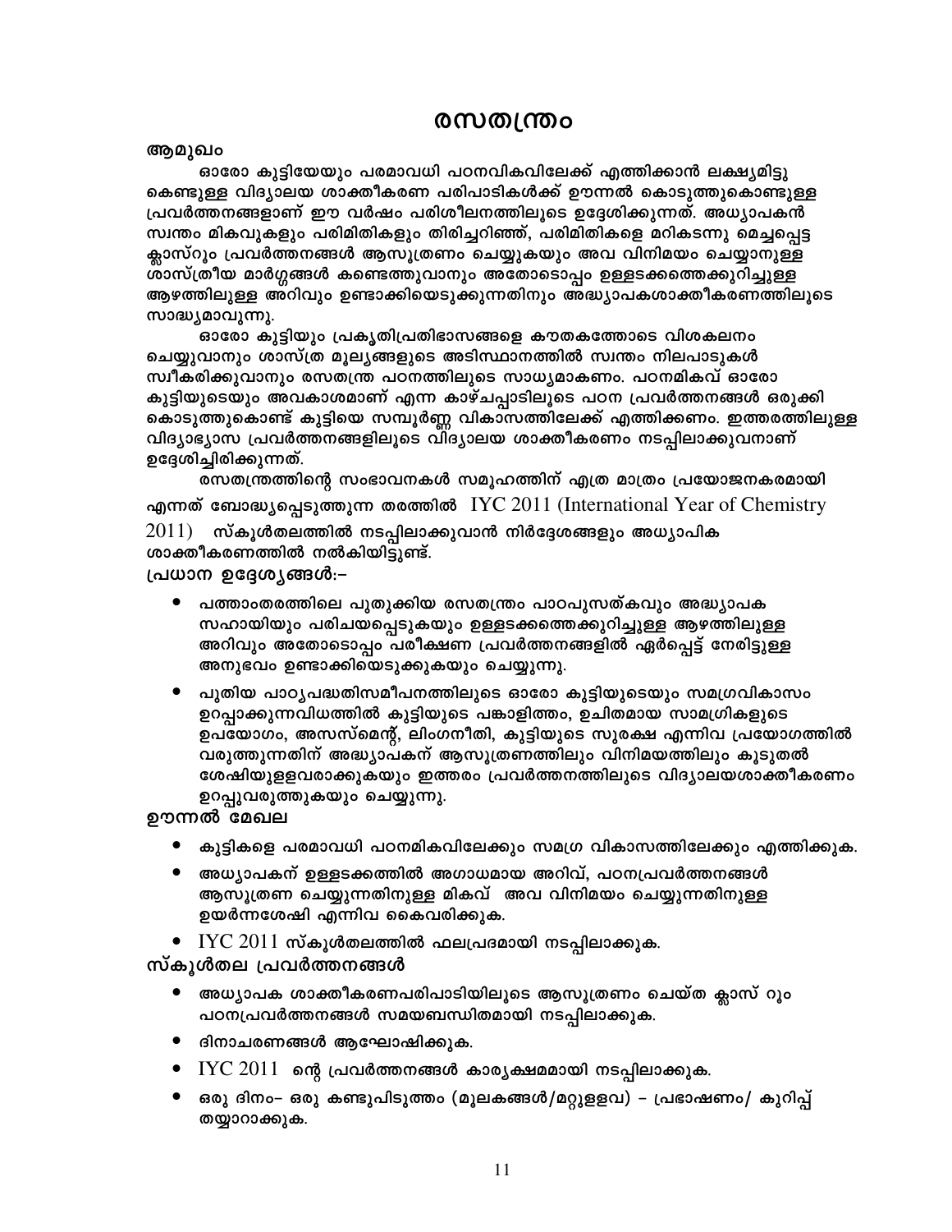# രസതന്ത്രം

**ആമുഖം**

ഓരോ കുട്ടിയേയും പരമാവധി പഠനവികവിലേക്ക് എത്തിക്കാൻ ലക്ഷ്യമിട്ടു കൊണ്ടുള്ള വിദ്യാലയ ശാക്തീകരണ പരിപാടികൾക്ക് ഊന്നൽ കൊടുത്തുകൊണ്ടുള്ള പ്രവർത്തനങ്ങളാണ് ഈ വർഷം പരിശീലനത്തിലൂടെ ഉദ്ദേശിക്കുന്നത്. അധ്യാപകൻ സ്വന്തം മികവുകളും പരിമിതികളും തിരിച്ചറിഞ്ഞ്, പരിമിതികളെ മറികടന്നു മെച്ചപ്പെട്ട ക്ലാസ്റൂം പ്രവർത്തനങ്ങൾ ആസൂത്രണം ചെയ്യുകയും അവ വിനിമയം ചെയ്യാനുള്ള ശാസ്ത്രീയ മാർഗ്ഗങ്ങൾ കണ്ടെത്തുവാനും അതോടൊപ്പം ഉള്ളടക്കത്തെക്കുറിച്ചുള്ള ആഴത്തിലുള്ള അറിവും ഉണ്ടാക്കിയെടുക്കുന്നതിനും അദ്ധ്യാപകശാക്തീകരണത്തിലൂടെ സാദ്ധ്യമാവുന്നു.

ഓരോ കുട്ടിയും പ്രകൃതിപ്രതിഭാസങ്ങളെ കൗതകത്തോടെ വിശകലനം ചെയ്യുവാനും ശാസ്ത്ര മൂല്യങ്ങളുടെ അടിസ്ഥാനത്തിൽ സ്വന്തം നിലപാടുകൾ സ്വീകരിക്കുവാനും രസതന്ത്ര പഠനത്തിലൂടെ സാധ്യമാകണം. പഠനമികവ് ഓരോ കുട്ടിയുടെയും അവകാശമാണ് എന്ന കാഴ്ചപ്പാടിലൂടെ പഠന പ്രവർത്തനങ്ങൾ ഒരുക്കി കൊടുത്തുകൊണ്ട് കുട്ടിയെ സമ്പൂർണ്ണ വികാസത്തിലേക്ക് എത്തിക്കണം. ഇത്തരത്തിലുള്ള വിദ്യാഭ്യാസ പ്രവർത്തനങ്ങളിലൂടെ വിദ്യാലയ ശാക്തീകരണം നടപ്പിലാക്കുവനാണ് ഉദ്ദേശിച്ചിരിക്കുന്നത്.

രസതന്ത്രത്തിന്റെ സംഭാവനകൾ സമൂഹത്തിന് എത്ര മാത്രം പ്രയോജനകരമായി എന്നത് ബോദ്ധ്യപ്പെടുത്തുന്ന തരത്തിൽ IYC 2011 (International Year of Chemistry 2011) സ്കൂൾതലത്തിൽ നടപ്പിലാക്കുവാൻ നിർദ്ദേശങ്ങളും അധ്യാപിക ശാക്തീകരണത്തിൽ നൽകിയിട്ടുണ്ട്.

**പ്രധാന ഉദ്ദേശ്യങ്ങൾ:-**

- പത്താംതരത്തിലെ പുതുക്കിയ രസതന്ത്രം പാഠപുസ്തകവും അദ്ധ്യാപക സഹായിയും പരിചയപ്പെടുകയും ഉള്ളടക്കത്തെക്കുറിച്ചുള്ള ആഴത്തിലുള്ള അറിവും അതോടൊപ്പം പരീക്ഷണ പ്രവർത്തനങ്ങളിൽ ഏർപ്പെട്ട് നേരിട്ടുള്ള അനുഭവം ഉണ്ടാക്കിയെടുക്കുകയും ചെയ്യുന്നു.
- പുതിയ പാഠ്യപദ്ധതിസമീപനത്തിലൂടെ ഓരോ കുട്ടിയുടെയും സമഗ്രവികാസം ഉറപ്പാക്കുന്നവിധത്തിൽ കുട്ടിയുടെ പങ്കാളിത്തം, ഉചിതമായ സാമഗ്രികളുടെ ഉപയോഗം, അസസ്മെന്റ്, ലിംഗനീതി, കുട്ടിയുടെ സുരക്ഷ എന്നിവ പ്രയോഗത്തിൽ വരുത്തുന്നതിന് അദ്ധ്യാപകന് ആസൂത്രണത്തിലും വിനിമയത്തിലും കൂടുതൽ ശേഷിയുള്ളവരാക്കുകയും ഇത്തരം പ്രവർത്തനത്തിലൂടെ വിദ്യാലയശാക്തീകരണം ഉറപ്പുവരുത്തുകയും ചെയ്യുന്നു.

**ഊന്നൽ മേഖല**

- കുട്ടികളെ പരമാവധി പഠനമികവിലേക്കും സമഗ്ര വികാസത്തിലേക്കും എത്തിക്കുക.
- അധ്യാപകന് ഉള്ളടക്കത്തിൽ അഗാധമായ അറിവ്, പഠനപ്രവർത്തനങ്ങൾ ആസൂത്രണ ചെയ്യുന്നതിനുള്ള മികവ് അവ വിനിമയം ചെയ്യുന്നതിനുള്ള ഉയർന്നശേഷി എന്നിവ കൈവരിക്കുക.
- IYC 2011 സ്കൂൾതലത്തിൽ ഫലപ്രദമായി നടപ്പിലാക്കുക.

**സ്കൂൾതല പ്രവർത്തനങ്ങൾ**

- അധ്യാപക ശാക്തീകരണപരിപാടിയിലൂടെ ആസൂത്രണം ചെയ്ത ക്ലാസ് റൂം പഠനപ്രവർത്തനങ്ങൾ സമയബന്ധിതമായി നടപ്പിലാക്കുക.
- ദിനാചരണങ്ങൾ ആഘോഷിക്കുക.
- IYC 2011 ന്റെ പ്രവർത്തനങ്ങൾ കാര്യക്ഷമമായി നടപ്പിലാക്കുക.
- ഒരു ദിനം- ഒരു കണ്ടുപിടുത്തം (മൂലകങ്ങൾ/മറ്റുളളവ) - പ്രഭാഷണം/ കുറിപ്പ് തയ്യാറാക്കുക.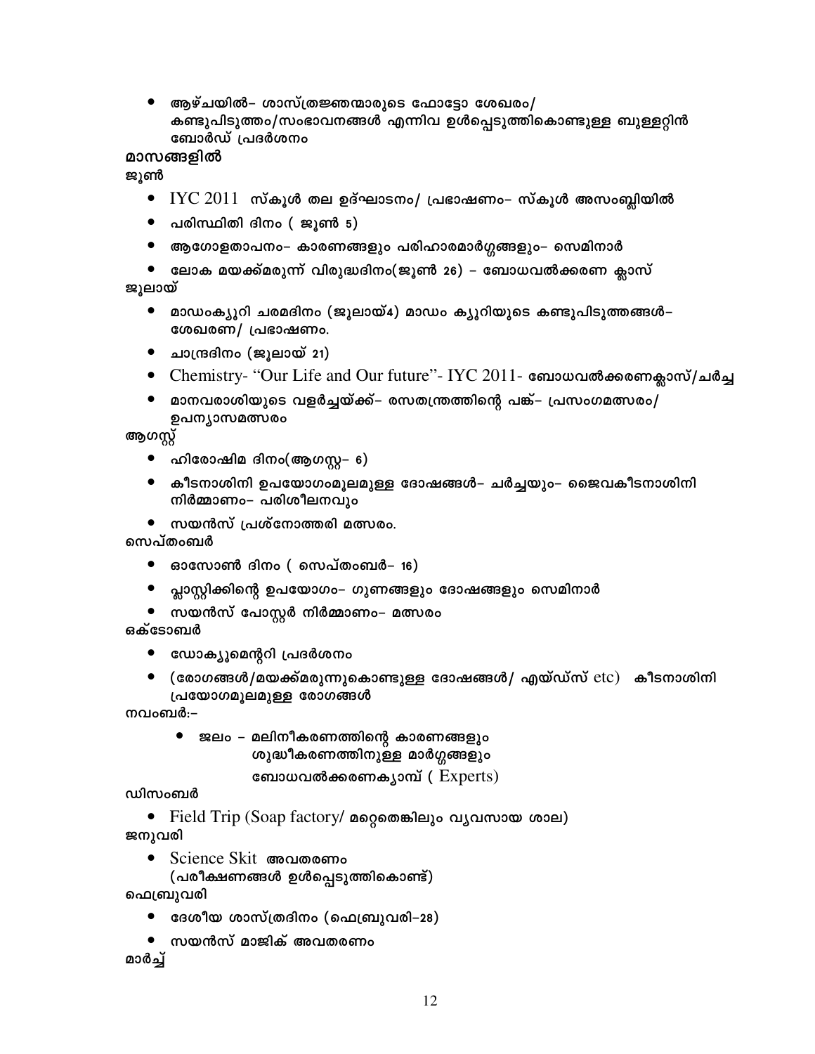- ആഴ്ചയിൽ– ശാസ്ത്രജ്ഞന്മാരുടെ ഫോട്ടോ ശേഖരം/ കണ്ടുപിടുത്തം/സംഭാവനങ്ങൾ എന്നിവ ഉൾപ്പെടുത്തികൊണ്ടുള്ള ബുള്ളറ്റിൻ ബോർഡ് പ്രദർശനം

**മാസങ്ങളിൽ**

**ജൂൺ**

- IYC 2011 സ്കൂൾ തല ഉദ്ഘാടനം/ പ്രഭാഷണം– സ്കൂൾ അസംബ്ലിയിൽ
- പരിസ്ഥിതി ദിനം ( ജൂൺ 5)
- ആഗോളതാപനം– കാരണങ്ങളും പരിഹാരമാർഗ്ഗങ്ങളും– സെമിനാർ
- ലോക മയക്ക്മരുന്ന് വിരുദ്ധദിനം(ജൂൺ 26) – ബോധവൽക്കരണ ക്ലാസ്

**ജൂലായ്**

- മാഡംക്യൂറി ചരമദിനം (ജൂലായ്4) മാഡം ക്യൂറിയുടെ കണ്ടുപിടുത്തങ്ങൾ– ശേഖരണ/ പ്രഭാഷണം.
- ചാന്ദ്രദിനം (ജൂലായ് 21)
- Chemistry- "Our Life and Our future"- IYC 2011- ബോധവൽക്കരണക്ലാസ്/ചർച്ച
- മാനവരാശിയുടെ വളർച്ചയ്ക്ക്– രസതന്ത്രത്തിന്റെ പങ്ക്– പ്രസംഗമത്സരം/ ഉപന്യാസമത്സരം

**ആഗസ്റ്റ്**

- ഹിരോഷിമ ദിനം(ആഗസ്റ്റ– 6)
- കീടനാശിനി ഉപയോഗംമൂലമുള്ള ദോഷങ്ങൾ– ചർച്ചയും– ജൈവകീടനാശിനി നിർമ്മാണം– പരിശീലനവും
- സയൻസ് പ്രശ്നോത്തരി മത്സരം.

**സെപ്തംബർ**

- ഓസോൺ ദിനം ( സെപ്തംബർ– 16)
- പ്ലാസ്റ്റിക്കിന്റെ ഉപയോഗം– ഗുണങ്ങളും ദോഷങ്ങളും സെമിനാർ
- സയൻസ് പോസ്റ്റർ നിർമ്മാണം– മത്സരം

**ഒക്ടോബർ**

- ഡോക്യുമെന്ററി പ്രദർശനം
- (രോഗങ്ങൾ/മയക്ക്മരുന്നുകൊണ്ടുള്ള ദോഷങ്ങൾ/ എയ്ഡ്സ് etc) കീടനാശിനി പ്രയോഗമൂലമുള്ള രോഗങ്ങൾ

**നവംബർ:–**

- ജലം – മലിനീകരണത്തിന്റെ കാരണങ്ങളും ശുദ്ധീകരണത്തിനുള്ള മാർഗ്ഗങ്ങളും ബോധവൽക്കരണക്യാമ്പ് ( Experts)

**ഡിസംബർ**

- Field Trip (Soap factory/ മറ്റെതെങ്കിലും വ്യവസായ ശാല)

**ജനുവരി**

- Science Skit അവതരണം (പരീക്ഷണങ്ങൾ ഉൾപ്പെടുത്തികൊണ്ട്)

**ഫെബ്രുവരി**

- ദേശീയ ശാസ്ത്രദിനം (ഫെബ്രുവരി–28)
- സയൻസ് മാജിക് അവതരണം

**മാർച്ച്**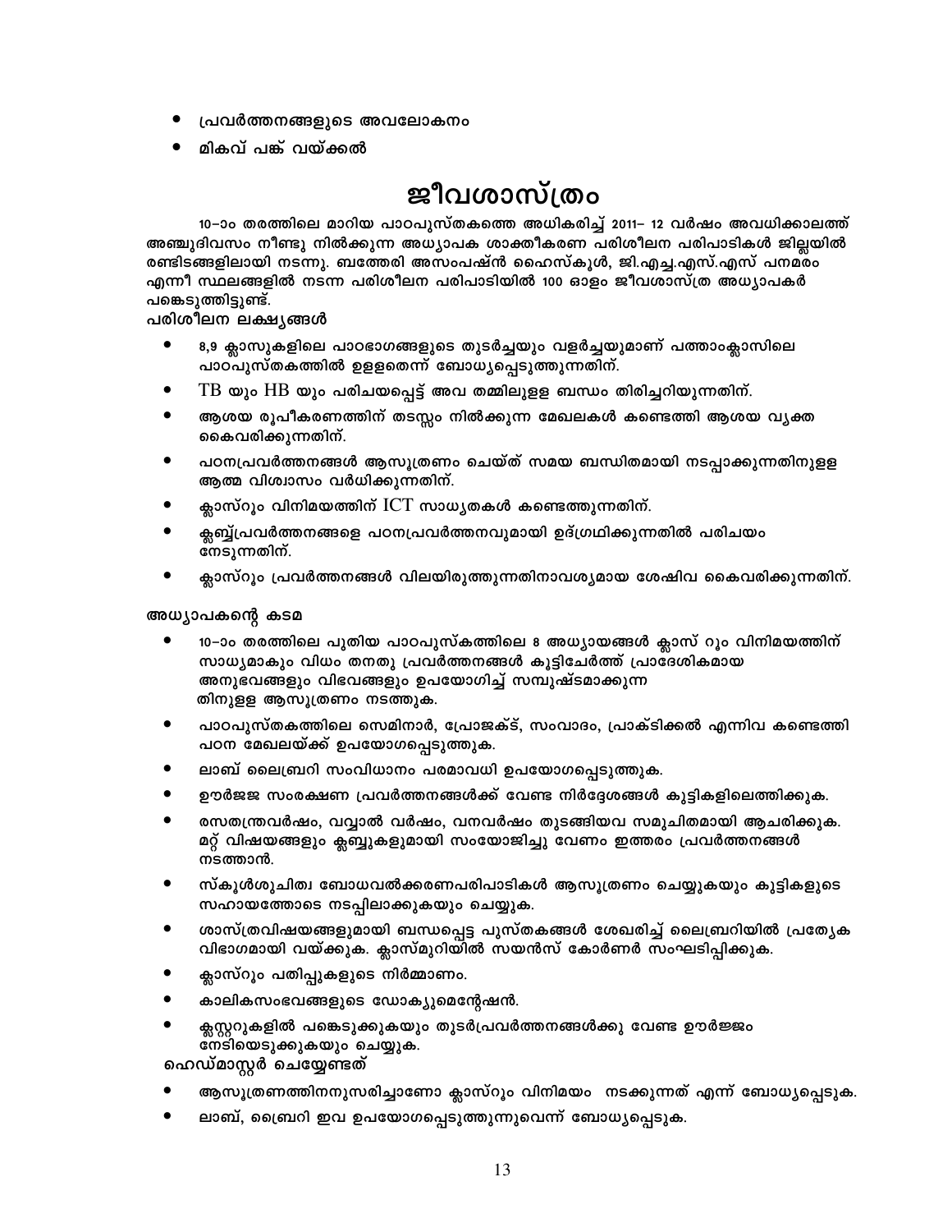- പ്രവർത്തനങ്ങളുടെ അവലോകനം
- മികവ് പങ്ക് വയ്ക്കൽ

# ജീവശാസ്ത്രം

10–ാം തരത്തിലെ മാറിയ പാഠപുസ്തകത്തെ അധികരിച്ച് 2011– 12 വർഷം അവധിക്കാലത്ത് അഞ്ചുദിവസം നീണ്ടു നിൽക്കുന്ന അധ്യാപക ശാക്തീകരണ പരിശീലന പരിപാടികൾ ജില്ലയിൽ രണ്ടിടങ്ങളിലായി നടന്നു. ബത്തേരി അസംപഷൻ ഹൈസ്കൂൾ, ജി.എച്ച്.എസ്.എസ് പനമരം എന്നീ സ്ഥലങ്ങളിൽ നടന്ന പരിശീലന പരിപാടിയിൽ 100 ഓളം ജീവശാസ്ത്ര അധ്യാപകർ പങ്കെടുത്തിട്ടുണ്ട്.

**പരിശീലന ലക്ഷ്യങ്ങൾ**

- 8,9 ക്ലാസുകളിലെ പാഠഭാഗങ്ങളുടെ തുടർച്ചയും വളർച്ചയുമാണ് പത്താംക്ലാസിലെ പാഠപുസ്തകത്തിൽ ഉളളതെന്ന് ബോധ്യപ്പെടുത്തുന്നതിന്.
- TB യും HB യും പരിചയപ്പെട്ട് അവ തമ്മിലുളള ബന്ധം തിരിച്ചറിയുന്നതിന്.
- ആശയ രൂപീകരണത്തിന് തടസ്സം നിൽക്കുന്ന മേഖലകൾ കണ്ടെത്തി ആശയ വ്യക്ത കൈവരിക്കുന്നതിന്.
- പഠനപ്രവർത്തനങ്ങൾ ആസൂത്രണം ചെയ്ത് സമയ ബന്ധിതമായി നടപ്പാക്കുന്നതിനുളള ആത്മ വിശ്വാസം വർധിക്കുന്നതിന്.
- ക്ലാസ്റൂം വിനിമയത്തിന് ICT സാധ്യതകൾ കണ്ടെത്തുന്നതിന്.
- ക്ലബ്ബ്പ്രവർത്തനങ്ങളെ പഠനപ്രവർത്തനവുമായി ഉദ്ഗ്രഥിക്കുന്നതിൽ പരിചയം നേടുന്നതിന്.
- ക്ലാസ്റൂം പ്രവർത്തനങ്ങൾ വിലയിരുത്തുന്നതിനാവശ്യമായ ശേഷിവ കൈവരിക്കുന്നതിന്.

**അധ്യാപകന്റെ കടമ**

- 10–ാം തരത്തിലെ പുതിയ പാഠപുസ്കത്തിലെ 8 അധ്യായങ്ങൾ ക്ലാസ് റൂം വിനിമയത്തിന് സാധ്യമാകും വിധം തനതു പ്രവർത്തനങ്ങൾ കൂട്ടിചേർത്ത് പ്രാദേശികമായ അനുഭവങ്ങളും വിഭവങ്ങളും ഉപയോഗിച്ച് സമ്പുഷ്ടമാക്കുന്ന തിനുളള ആസൂത്രണം നടത്തുക.
- പാഠപുസ്തകത്തിലെ സെമിനാർ, പ്രോജക്ട്, സംവാദം, പ്രാക്ടിക്കൽ എന്നിവ കണ്ടെത്തി പഠന മേഖലയ്ക്ക് ഉപയോഗപ്പെടുത്തുക.
- ലാബ് ലൈബ്രറി സംവിധാനം പരമാവധി ഉപയോഗപ്പെടുത്തുക.
- ഊർജ്ജ സംരക്ഷണ പ്രവർത്തനങ്ങൾക്ക് വേണ്ട നിർദ്ദേശങ്ങൾ കുട്ടികളിലെത്തിക്കുക.
- രസതന്ത്രവർഷം, വവ്വാൽ വർഷം, വനവർഷം തുടങ്ങിയവ സമുചിതമായി ആചരിക്കുക. മറ്റ് വിഷയങ്ങളും ക്ലബ്ബുകളുമായി സംയോജിച്ചു വേണം ഇത്തരം പ്രവർത്തനങ്ങൾ നടത്താൻ.
- സ്കൂൾശുചിത്വ ബോധവൽക്കരണപരിപാടികൾ ആസൂത്രണം ചെയ്യുകയും കുട്ടികളുടെ സഹായത്തോടെ നടപ്പിലാക്കുകയും ചെയ്യുക.
- ശാസ്ത്രവിഷയങ്ങളുമായി ബന്ധപ്പെട്ട പുസ്തകങ്ങൾ ശേഖരിച്ച് ലൈബ്രറിയിൽ പ്രത്യേക വിഭാഗമായി വയ്ക്കുക. ക്ലാസ്മുറിയിൽ സയൻസ് കോർണർ സംഘടിപ്പിക്കുക.
- ക്ലാസ്റൂം പതിപ്പുകളുടെ നിർമ്മാണം.
- കാലികസംഭവങ്ങളുടെ ഡോക്യുമെന്റേഷൻ.
- ക്ലസ്റ്ററുകളിൽ പങ്കെടുക്കുകയും തുടർപ്രവർത്തനങ്ങൾക്കു വേണ്ട ഊർജ്ജം നേടിയെടുക്കുകയും ചെയ്യുക.

**ഹെഡ്മാസ്റ്റർ ചെയ്യേണ്ടത്**

- ആസൂത്രണത്തിനനുസരിച്ചാണോ ക്ലാസ്റൂം വിനിമയം നടക്കുന്നത് എന്ന് ബോധ്യപ്പെടുക.
- ലാബ്, ലൈബ്രറി ഇവ ഉപയോഗപ്പെടുത്തുന്നുവെന്ന് ബോധ്യപ്പെടുക.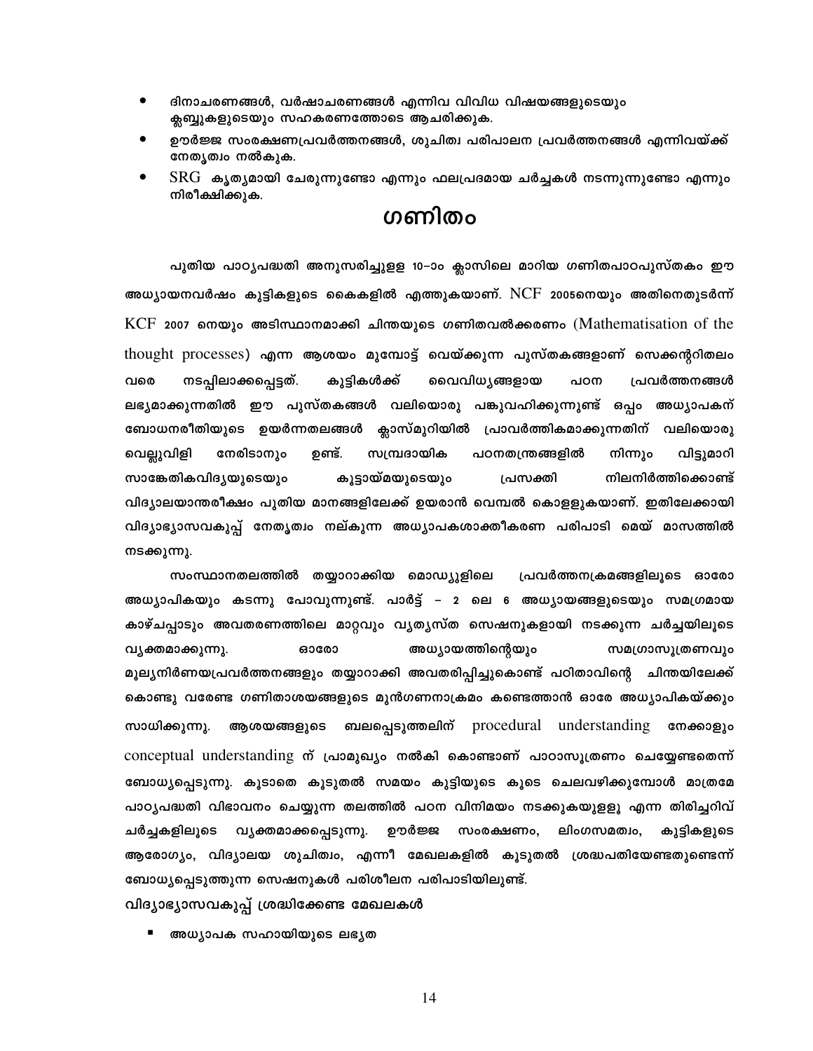- ദിനാചരണങ്ങൾ, വർഷാചരണങ്ങൾ എന്നിവ വിവിധ വിഷയങ്ങളുടെയും ക്ലബ്ബുകളുടെയും സഹകരണത്തോടെ ആചരിക്കുക.
- ഊർജ്ജ സംരക്ഷണപ്രവർത്തനങ്ങൾ, ശുചിത്വ പരിപാലന പ്രവർത്തനങ്ങൾ എന്നിവയ്ക്ക് നേതൃത്വം നൽകുക.
- SRG കൃത്യമായി ചേരുന്നുണ്ടോ എന്നും ഫലപ്രദമായ ചർച്ചകൾ നടന്നുന്നുണ്ടോ എന്നും നിരീക്ഷിക്കുക.

# ഗണിതം

പുതിയ പാഠ്യപദ്ധതി അനുസരിച്ചുളള 10–ാം ക്ലാസിലെ മാറിയ ഗണിതപാഠപുസ്തകം ഈ അധ്യായനവർഷം കുട്ടികളുടെ കൈകളിൽ എത്തുകയാണ്. NCF 2005നെയും അതിനെതുടർന്ന് KCF 2007 നെയും അടിസ്ഥാനമാക്കി ചിന്തയുടെ ഗണിതവൽക്കരണം (Mathematisation of the thought processes) എന്ന ആശയം മുമ്പോട്ട് വെയ്ക്കുന്ന പുസ്തകങ്ങളാണ് സെക്കന്ററിതലം വരെ നടപ്പിലാക്കപ്പെട്ടത്. കുട്ടികൾക്ക് വൈവിധ്യങ്ങളായ പഠന പ്രവർത്തനങ്ങൾ ലഭ്യമാക്കുന്നതിൽ ഈ പുസ്തകങ്ങൾ വലിയൊരു പങ്കുവഹിക്കുന്നുണ്ട് ഒപ്പം അധ്യാപകന് ബോധനരീതിയുടെ ഉയർന്നതലങ്ങൾ ക്ലാസ്മുറിയിൽ പ്രാവർത്തികമാക്കുന്നതിന് വലിയൊരു വെല്ലുവിളി നേരിടാനും ഉണ്ട്. സമ്പ്രദായിക പഠനതന്ത്രങ്ങളിൽ നിന്നും വിട്ടുമാറി സാങ്കേതികവിദ്യയുടെയും കൂട്ടായ്മയുടെയും പ്രസക്തി നിലനിർത്തിക്കൊണ്ട് വിദ്യാലയാന്തരീക്ഷം പുതിയ മാനങ്ങളിലേക്ക് ഉയരാൻ വെമ്പൽ കൊളളുകയാണ്. ഇതിലേക്കായി വിദ്യാഭ്യാസവകുപ്പ് നേതൃത്വം നല്കുന്ന അധ്യാപകശാക്തീകരണ പരിപാടി മെയ് മാസത്തിൽ നടക്കുന്നു.

സംസ്ഥാനതലത്തിൽ തയ്യാറാക്കിയ മൊഡ്യൂളിലെ പ്രവർത്തനക്രമങ്ങളിലൂടെ ഓരോ അധ്യാപികയും കടന്നു പോവുന്നുണ്ട്. പാർട്ട് – 2 ലെ 6 അധ്യായങ്ങളുടെയും സമഗ്രമായ കാഴ്ചപ്പാടും അവതരണത്തിലെ മാറ്റവും വ്യത്യസ്ത സെഷനുകളായി നടക്കുന്ന ചർച്ചയിലൂടെ വ്യക്തമാക്കുന്നു. ഓരോ അധ്യായത്തിന്റെയും സമഗ്രാസൂത്രണവും മൂല്യനിർണയപ്രവർത്തനങ്ങളും തയ്യാറാക്കി അവതരിപ്പിച്ചുകൊണ്ട് പഠിതാവിന്റെ ചിന്തയിലേക്ക് കൊണ്ടു വരേണ്ട ഗണിതാശയങ്ങളുടെ മുൻഗണനാക്രമം കണ്ടെത്താൻ ഓരേ അധ്യാപികയ്ക്കും സാധിക്കുന്നു. ആശയങ്ങളുടെ ബലപ്പെടുത്തലിന് procedural understanding നേക്കാളും conceptual understanding ന് പ്രാമുഖ്യം നൽകി കൊണ്ടാണ് പാഠാസൂത്രണം ചെയ്യേണ്ടതെന്ന് ബോധ്യപ്പെടുന്നു. കൂടാതെ കൂടുതൽ സമയം കുട്ടിയുടെ കൂടെ ചെലവഴിക്കുമ്പോൾ മാത്രമേ പാഠ്യപദ്ധതി വിഭാവനം ചെയ്യുന്ന തലത്തിൽ പഠന വിനിമയം നടക്കുകയുളളൂ എന്ന തിരിച്ചറിവ് ചർച്ചകളിലൂടെ വ്യക്തമാക്കപ്പെടുന്നു. ഊർജ്ജ സംരക്ഷണം, ലിംഗസമത്വം, കുട്ടികളുടെ ആരോഗ്യം, വിദ്യാലയ ശുചിത്വം, എന്നീ മേഖലകളിൽ കൂടുതൽ ശ്രദ്ധപതിയേണ്ടതുണ്ടെന്ന് ബോധ്യപ്പെടുത്തുന്ന സെഷനുകൾ പരിശീലന പരിപാടിയിലുണ്ട്.

**വിദ്യാഭ്യാസവകുപ്പ് ശ്രദ്ധിക്കേണ്ട മേഖലകൾ**

- അധ്യാപക സഹായിയുടെ ലഭ്യത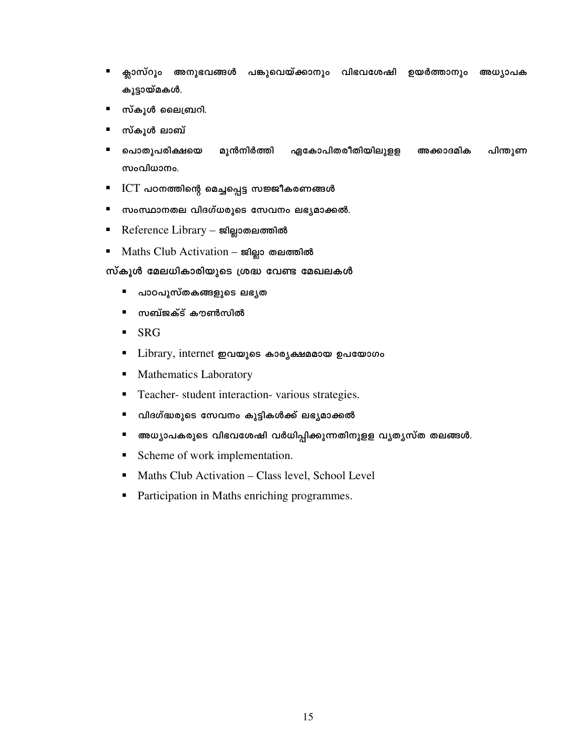- ക്ലാസ്റൂം അനുഭവങ്ങൾ പങ്കുവെയ്ക്കാനും വിഭവശേഷി ഉയർത്താനും അധ്യാപക കൂട്ടായ്മകൾ.
- സ്കൂൾ ലൈബ്രറി.
- സ്കൂൾ ലാബ്
- പൊതുപരിക്ഷയെ മുൻനിർത്തി ഏകോപിതരീതിയിലുളള അക്കാദമിക പിന്തുണ സംവിധാനം.
- ICT പഠനത്തിന്റെ മെച്ചപ്പെട്ട സജ്ജീകരണങ്ങൾ
- സംസ്ഥാനതല വിദഗ്ധരുടെ സേവനം ലഭ്യമാക്കൽ.
- Reference Library – ജില്ലാതലത്തിൽ
- Maths Club Activation – ജില്ലാ തലത്തിൽ

സ്കൂൾ മേലധികാരിയുടെ ശ്രദ്ധ വേണ്ട മേഖലകൾ

- പാഠപുസ്തകങ്ങളുടെ ലഭ്യത
- സബ്ജക്ട് കൗൺസിൽ
- SRG
- Library, internet ഇവയുടെ കാര്യക്ഷമമായ ഉപയോഗം
- Mathematics Laboratory
- Teacher- student interaction- various strategies.
- വിദഗ്ദ്ധരുടെ സേവനം കുട്ടികൾക്ക് ലഭ്യമാക്കൽ
- അധ്യാപകരുടെ വിഭവശേഷി വർധിപ്പിക്കുന്നതിനുളള വ്യത്യസ്ത തലങ്ങൾ.
- Scheme of work implementation.
- Maths Club Activation – Class level, School Level
- Participation in Maths enriching programmes.